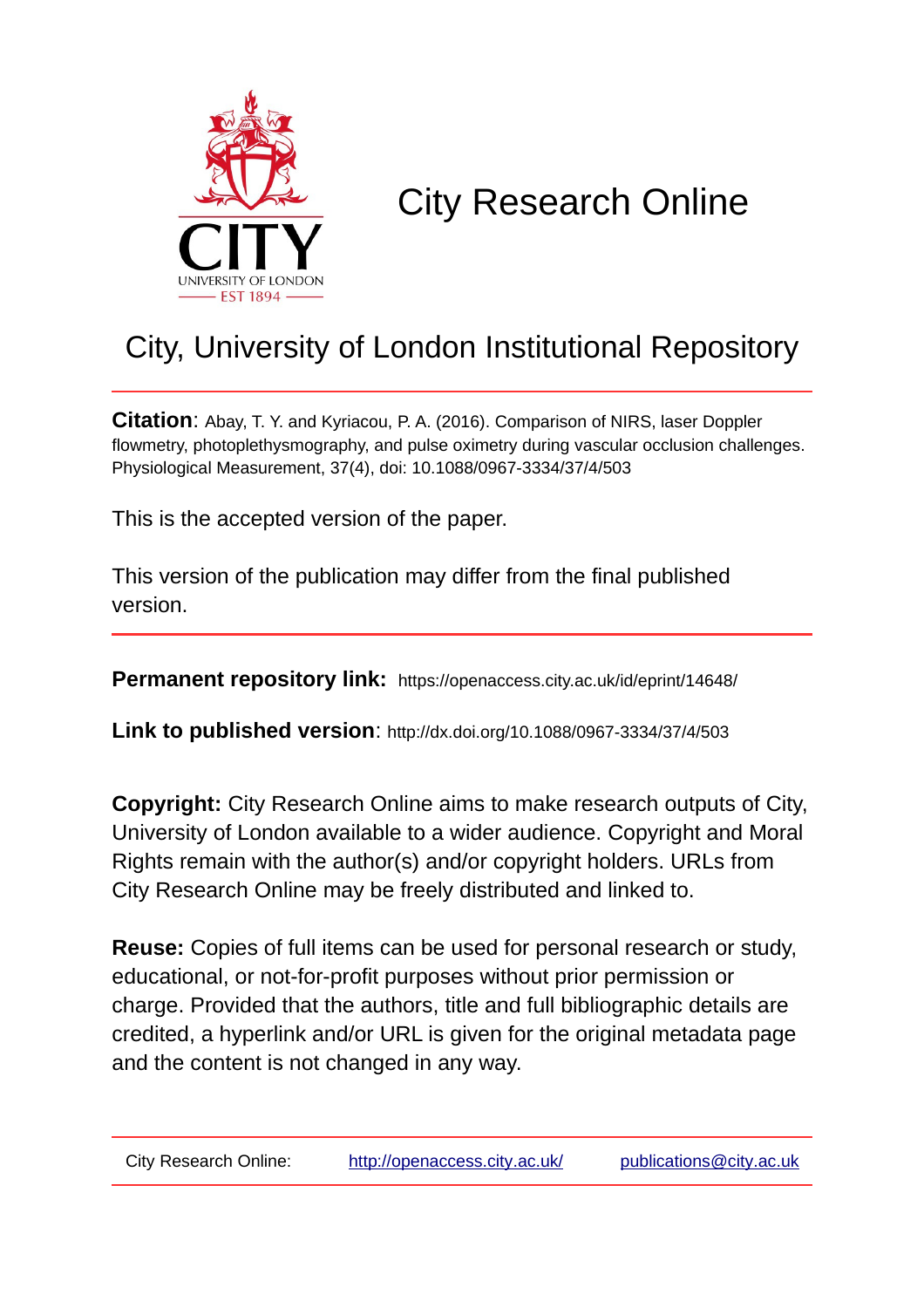# City Research Online

## City, University of London Institutional Repository

**Citation**: Abay, T. Y. and Kyriacou, P. A. (2016). Comparison of NIRS, laser Doppler flowmetry, photoplethysmography, and pulse oximetry during vascular occlusion challenges. Physiological Measurement, 37(4), doi: 10.1088/0967-3334/37/4/503

This is the accepted version of the paper.

This version of the publication may differ from the final published version.

**Permanent repository link:** https://openaccess.city.ac.uk/id/eprint/14648/

**Link to published version**: http://dx.doi.org/10.1088/0967-3334/37/4/503

**Copyright:** City Research Online aims to make research outputs of City, University of London available to a wider audience. Copyright and Moral Rights remain with the author(s) and/or copyright holders. URLs from City Research Online may be freely distributed and linked to.

**Reuse:** Copies of full items can be used for personal research or study, educational, or not-for-profit purposes without prior permission or charge. Provided that the authors, title and full bibliographic details are credited, a hyperlink and/or URL is given for the original metadata page and the content is not changed in any way.

City Research Online: http://openaccess.city.ac.uk/ publications@city.ac.uk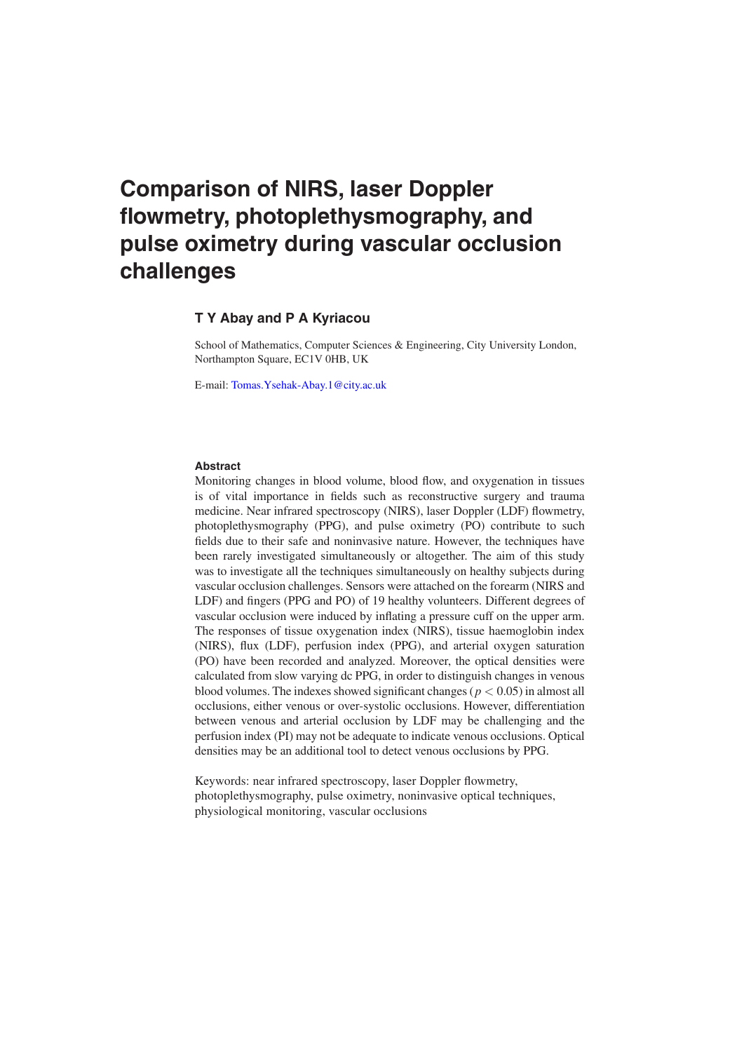# Comparison of NIRS, laser Doppler flowmetry, photoplethysmography, and pulse oximetry during vascular occlusion challenges

**T Y Abay and P A Kyriacou**

School of Mathematics, Computer Sciences & Engineering, City University London, Northampton Square, EC1V 0HB, UK

E-mail: Tomas.Ysehak-Abay.1@city.ac.uk

**Abstract**

Monitoring changes in blood volume, blood flow, and oxygenation in tissues is of vital importance in fields such as reconstructive surgery and trauma medicine. Near infrared spectroscopy (NIRS), laser Doppler (LDF) flowmetry, photoplethysmography (PPG), and pulse oximetry (PO) contribute to such fields due to their safe and noninvasive nature. However, the techniques have been rarely investigated simultaneously or altogether. The aim of this study was to investigate all the techniques simultaneously on healthy subjects during vascular occlusion challenges. Sensors were attached on the forearm (NIRS and LDF) and fingers (PPG and PO) of 19 healthy volunteers. Different degrees of vascular occlusion were induced by inflating a pressure cuff on the upper arm. The responses of tissue oxygenation index (NIRS), tissue haemoglobin index (NIRS), flux (LDF), perfusion index (PPG), and arterial oxygen saturation (PO) have been recorded and analyzed. Moreover, the optical densities were calculated from slow varying dc PPG, in order to distinguish changes in venous blood volumes. The indexes showed significant changes ($p < 0.05$) in almost all occlusions, either venous or over-systolic occlusions. However, differentiation between venous and arterial occlusion by LDF may be challenging and the perfusion index (PI) may not be adequate to indicate venous occlusions. Optical densities may be an additional tool to detect venous occlusions by PPG.

Keywords: near infrared spectroscopy, laser Doppler flowmetry, photoplethysmography, pulse oximetry, noninvasive optical techniques, physiological monitoring, vascular occlusions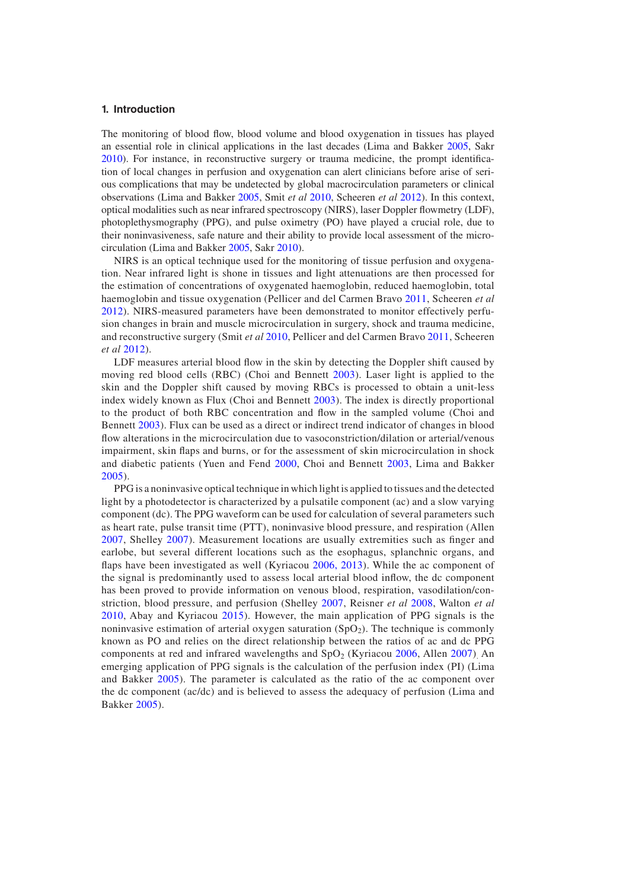## 1. Introduction

The monitoring of blood flow, blood volume and blood oxygenation in tissues has played an essential role in clinical applications in the last decades (Lima and Bakker 2005, Sakr 2010). For instance, in reconstructive surgery or trauma medicine, the prompt identification of local changes in perfusion and oxygenation can alert clinicians before arise of serious complications that may be undetected by global macrocirculation parameters or clinical observations (Lima and Bakker 2005, Smit *et al* 2010, Scheeren *et al* 2012). In this context, optical modalities such as near infrared spectroscopy (NIRS), laser Doppler flowmetry (LDF), photoplethysmography (PPG), and pulse oximetry (PO) have played a crucial role, due to their noninvasiveness, safe nature and their ability to provide local assessment of the microcirculation (Lima and Bakker 2005, Sakr 2010).

NIRS is an optical technique used for the monitoring of tissue perfusion and oxygenation. Near infrared light is shone in tissues and light attenuations are then processed for the estimation of concentrations of oxygenated haemoglobin, reduced haemoglobin, total haemoglobin and tissue oxygenation (Pellicer and del Carmen Bravo 2011, Scheeren *et al* 2012). NIRS-measured parameters have been demonstrated to monitor effectively perfusion changes in brain and muscle microcirculation in surgery, shock and trauma medicine, and reconstructive surgery (Smit *et al* 2010, Pellicer and del Carmen Bravo 2011, Scheeren *et al* 2012).

LDF measures arterial blood flow in the skin by detecting the Doppler shift caused by moving red blood cells (RBC) (Choi and Bennett 2003). Laser light is applied to the skin and the Doppler shift caused by moving RBCs is processed to obtain a unit-less index widely known as Flux (Choi and Bennett 2003). The index is directly proportional to the product of both RBC concentration and flow in the sampled volume (Choi and Bennett 2003). Flux can be used as a direct or indirect trend indicator of changes in blood flow alterations in the microcirculation due to vasoconstriction/dilation or arterial/venous impairment, skin flaps and burns, or for the assessment of skin microcirculation in shock and diabetic patients (Yuen and Fend 2000, Choi and Bennett 2003, Lima and Bakker 2005).

PPG is a noninvasive optical technique in which light is applied to tissues and the detected light by a photodetector is characterized by a pulsatile component (ac) and a slow varying component (dc). The PPG waveform can be used for calculation of several parameters such as heart rate, pulse transit time (PTT), noninvasive blood pressure, and respiration (Allen 2007, Shelley 2007). Measurement locations are usually extremities such as finger and earlobe, but several different locations such as the esophagus, splanchnic organs, and flaps have been investigated as well (Kyriacou 2006, 2013). While the ac component of the signal is predominantly used to assess local arterial blood inflow, the dc component has been proved to provide information on venous blood, respiration, vasodilation/constriction, blood pressure, and perfusion (Shelley 2007, Reisner *et al* 2008, Walton *et al* 2010, Abay and Kyriacou 2015). However, the main application of PPG signals is the noninvasive estimation of arterial oxygen saturation ($SpO_2$). The technique is commonly known as PO and relies on the direct relationship between the ratios of ac and dc PPG components at red and infrared wavelengths and $SpO_2$ (Kyriacou 2006, Allen 2007). An emerging application of PPG signals is the calculation of the perfusion index (PI) (Lima and Bakker 2005). The parameter is calculated as the ratio of the ac component over the dc component (ac/dc) and is believed to assess the adequacy of perfusion (Lima and Bakker 2005).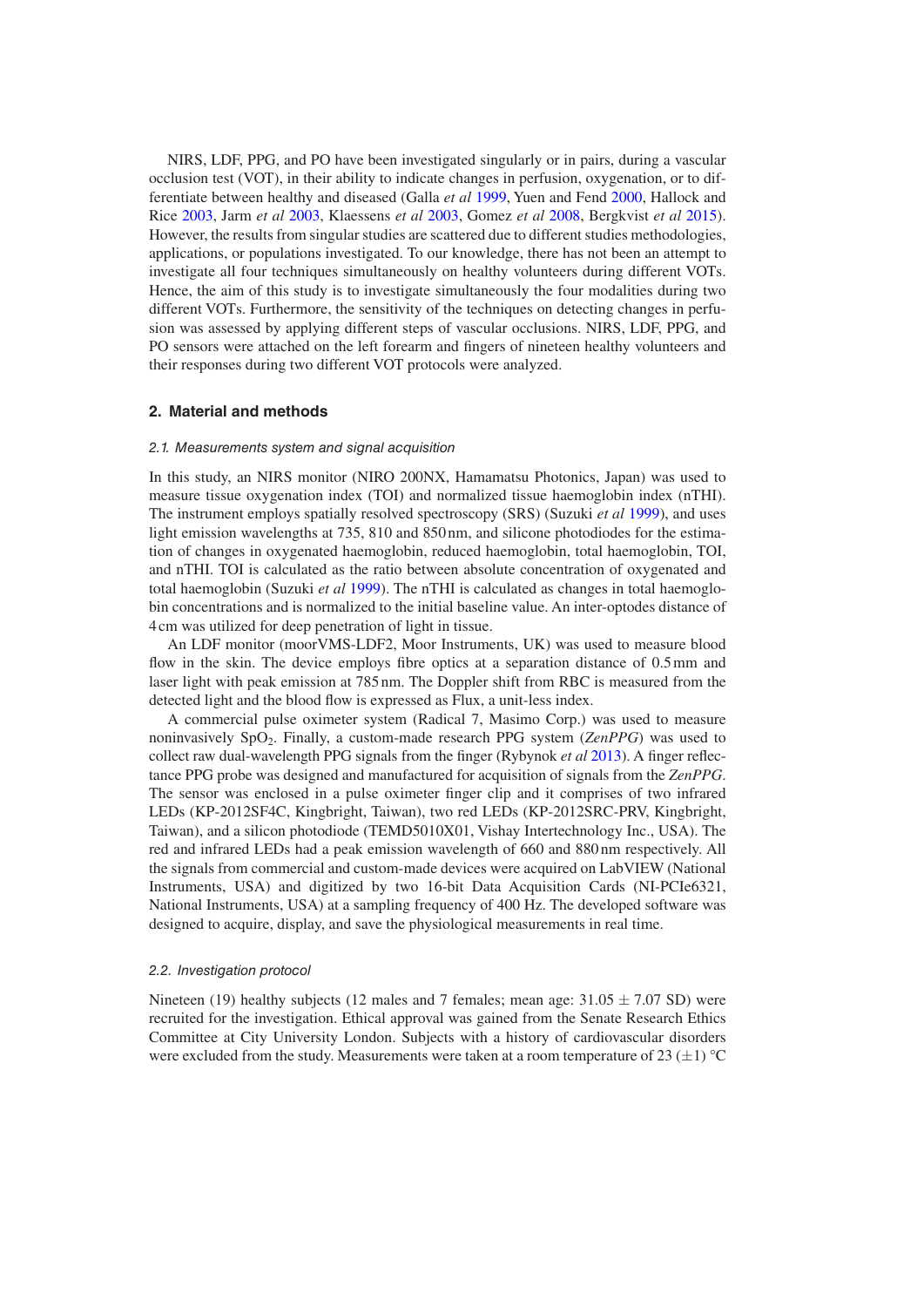NIRS, LDF, PPG, and PO have been investigated singularly or in pairs, during a vascular occlusion test (VOT), in their ability to indicate changes in perfusion, oxygenation, or to differentiate between healthy and diseased (Galla *et al* 1999, Yuen and Fend 2000, Hallock and Rice 2003, Jarm *et al* 2003, Klaessens *et al* 2003, Gomez *et al* 2008, Bergkvist *et al* 2015). However, the results from singular studies are scattered due to different studies methodologies, applications, or populations investigated. To our knowledge, there has not been an attempt to investigate all four techniques simultaneously on healthy volunteers during different VOTs. Hence, the aim of this study is to investigate simultaneously the four modalities during two different VOTs. Furthermore, the sensitivity of the techniques on detecting changes in perfusion was assessed by applying different steps of vascular occlusions. NIRS, LDF, PPG, and PO sensors were attached on the left forearm and fingers of nineteen healthy volunteers and their responses during two different VOT protocols were analyzed.

## 2. Material and methods

### *2.1. Measurements system and signal acquisition*

In this study, an NIRS monitor (NIRO 200NX, Hamamatsu Photonics, Japan) was used to measure tissue oxygenation index (TOI) and normalized tissue haemoglobin index (nTHI). The instrument employs spatially resolved spectroscopy (SRS) (Suzuki *et al* 1999), and uses light emission wavelengths at 735, 810 and 850 nm, and silicone photodiodes for the estimation of changes in oxygenated haemoglobin, reduced haemoglobin, total haemoglobin, TOI, and nTHI. TOI is calculated as the ratio between absolute concentration of oxygenated and total haemoglobin (Suzuki *et al* 1999). The nTHI is calculated as changes in total haemoglobin concentrations and is normalized to the initial baseline value. An inter-optodes distance of 4 cm was utilized for deep penetration of light in tissue.

An LDF monitor (moorVMS-LDF2, Moor Instruments, UK) was used to measure blood flow in the skin. The device employs fibre optics at a separation distance of 0.5 mm and laser light with peak emission at 785 nm. The Doppler shift from RBC is measured from the detected light and the blood flow is expressed as Flux, a unit-less index.

A commercial pulse oximeter system (Radical 7, Masimo Corp.) was used to measure noninvasively $SpO_2$. Finally, a custom-made research PPG system (*ZenPPG*) was used to collect raw dual-wavelength PPG signals from the finger (Rybynok *et al* 2013). A finger reflectance PPG probe was designed and manufactured for acquisition of signals from the *ZenPPG*. The sensor was enclosed in a pulse oximeter finger clip and it comprises of two infrared LEDs (KP-2012SF4C, Kingbright, Taiwan), two red LEDs (KP-2012SRC-PRV, Kingbright, Taiwan), and a silicon photodiode (TEMD5010X01, Vishay Intertechnology Inc., USA). The red and infrared LEDs had a peak emission wavelength of 660 and 880 nm respectively. All the signals from commercial and custom-made devices were acquired on LabVIEW (National Instruments, USA) and digitized by two 16-bit Data Acquisition Cards (NI-PCIe6321, National Instruments, USA) at a sampling frequency of 400 Hz. The developed software was designed to acquire, display, and save the physiological measurements in real time.

### *2.2. Investigation protocol*

Nineteen (19) healthy subjects (12 males and 7 females; mean age: 31.05 $\pm$ 7.07 SD) were recruited for the investigation. Ethical approval was gained from the Senate Research Ethics Committee at City University London. Subjects with a history of cardiovascular disorders were excluded from the study. Measurements were taken at a room temperature of 23 ($\pm$1) °C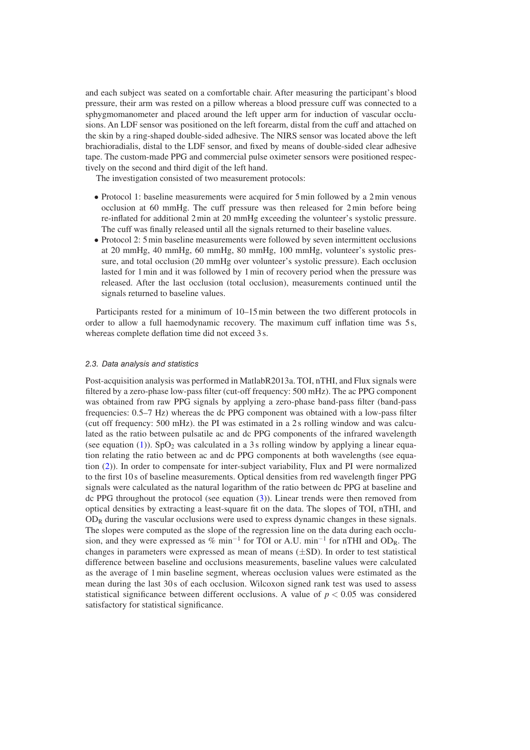and each subject was seated on a comfortable chair. After measuring the participant's blood pressure, their arm was rested on a pillow whereas a blood pressure cuff was connected to a sphygmomanometer and placed around the left upper arm for induction of vascular occlusions. An LDF sensor was positioned on the left forearm, distal from the cuff and attached on the skin by a ring-shaped double-sided adhesive. The NIRS sensor was located above the left brachioradialis, distal to the LDF sensor, and fixed by means of double-sided clear adhesive tape. The custom-made PPG and commercial pulse oximeter sensors were positioned respectively on the second and third digit of the left hand.

The investigation consisted of two measurement protocols:

- Protocol 1: baseline measurements were acquired for 5 min followed by a 2 min venous occlusion at 60 mmHg. The cuff pressure was then released for 2 min before being re-inflated for additional 2 min at 20 mmHg exceeding the volunteer's systolic pressure. The cuff was finally released until all the signals returned to their baseline values.
- Protocol 2: 5 min baseline measurements were followed by seven intermittent occlusions at 20 mmHg, 40 mmHg, 60 mmHg, 80 mmHg, 100 mmHg, volunteer's systolic pressure, and total occlusion (20 mmHg over volunteer's systolic pressure). Each occlusion lasted for 1 min and it was followed by 1 min of recovery period when the pressure was released. After the last occlusion (total occlusion), measurements continued until the signals returned to baseline values.

Participants rested for a minimum of 10–15 min between the two different protocols in order to allow a full haemodynamic recovery. The maximum cuff inflation time was 5 s, whereas complete deflation time did not exceed 3 s.

### 2.3. Data analysis and statistics

Post-acquisition analysis was performed in MatlabR2013a. TOI, nTHI, and Flux signals were filtered by a zero-phase low-pass filter (cut-off frequency: 500 mHz). The ac PPG component was obtained from raw PPG signals by applying a zero-phase band-pass filter (band-pass frequencies: 0.5–7 Hz) whereas the dc PPG component was obtained with a low-pass filter (cut off frequency: 500 mHz). the PI was estimated in a 2 s rolling window and was calculated as the ratio between pulsatile ac and dc PPG components of the infrared wavelength (see equation (1)). $SpO_2$ was calculated in a 3 s rolling window by applying a linear equation relating the ratio between ac and dc PPG components at both wavelengths (see equation (2)). In order to compensate for inter-subject variability, Flux and PI were normalized to the first 10 s of baseline measurements. Optical densities from red wavelength finger PPG signals were calculated as the natural logarithm of the ratio between dc PPG at baseline and dc PPG throughout the protocol (see equation (3)). Linear trends were then removed from optical densities by extracting a least-square fit on the data. The slopes of TOI, nTHI, and $OD_R$ during the vascular occlusions were used to express dynamic changes in these signals. The slopes were computed as the slope of the regression line on the data during each occlusion, and they were expressed as % $min^{-1}$ for TOI or A.U. $min^{-1}$ for nTHI and $OD_R$. The changes in parameters were expressed as mean of means ($\pm$SD). In order to test statistical difference between baseline and occlusions measurements, baseline values were calculated as the average of 1 min baseline segment, whereas occlusion values were estimated as the mean during the last 30 s of each occlusion. Wilcoxon signed rank test was used to assess statistical significance between different occlusions. A value of $p < 0.05$ was considered satisfactory for statistical significance.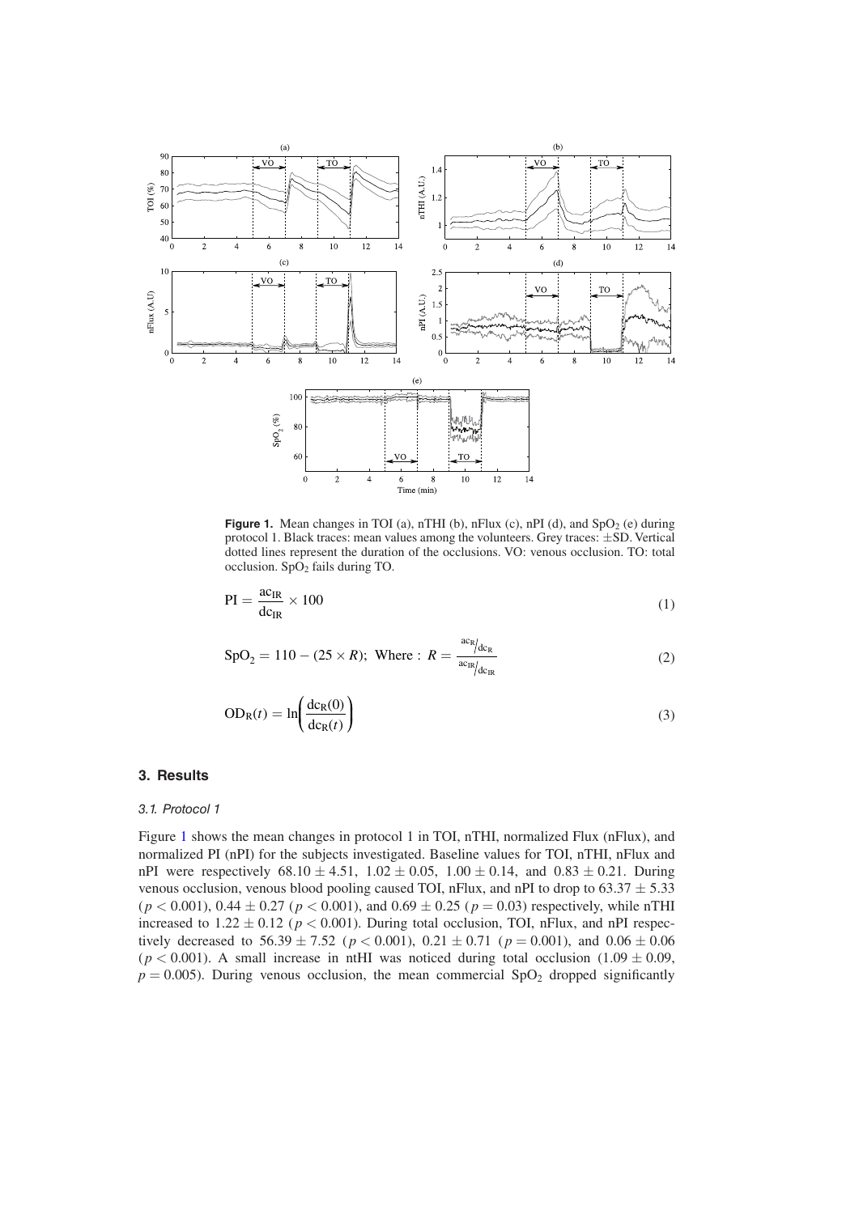**Figure 1.** Mean changes in TOI (a), nTHI (b), nFlux (c), nPI (d), and $SpO_2$ (e) during protocol 1. Black traces: mean values among the volunteers. Grey traces: ±SD. Vertical dotted lines represent the duration of the occlusions. VO: venous occlusion. TO: total occlusion. $SpO_2$ fails during TO.

$$\mathrm{PI} = \frac{\mathrm{ac_{IR}}}{\mathrm{dc_{IR}}} \times 100 \tag{1}$$

$$\mathrm{SpO_2} = 110 - (25 \times R);\ \text{Where}: R = \frac{\mathrm{ac_R}/\mathrm{dc_R}}{\mathrm{ac_{IR}}/\mathrm{dc_{IR}}} \tag{2}$$

$$\mathrm{OD_R}(t) = \ln\left(\frac{\mathrm{dc_R}(0)}{\mathrm{dc_R}(t)}\right) \tag{3}$$

## 3. Results

### 3.1. Protocol 1

Figure 1 shows the mean changes in protocol 1 in TOI, nTHI, normalized Flux (nFlux), and normalized PI (nPI) for the subjects investigated. Baseline values for TOI, nTHI, nFlux and nPI were respectively $68.10 \pm 4.51$, $1.02 \pm 0.05$, $1.00 \pm 0.14$, and $0.83 \pm 0.21$. During venous occlusion, venous blood pooling caused TOI, nFlux, and nPI to drop to $63.37 \pm 5.33$ ($p < 0.001$), $0.44 \pm 0.27$ ($p < 0.001$), and $0.69 \pm 0.25$ ($p = 0.03$) respectively, while nTHI increased to $1.22 \pm 0.12$ ($p < 0.001$). During total occlusion, TOI, nFlux, and nPI respectively decreased to $56.39 \pm 7.52$ ($p < 0.001$), $0.21 \pm 0.71$ ($p = 0.001$), and $0.06 \pm 0.06$ ($p < 0.001$). A small increase in ntHI was noticed during total occlusion ($1.09 \pm 0.09$, $p = 0.005$). During venous occlusion, the mean commercial $SpO_2$ dropped significantly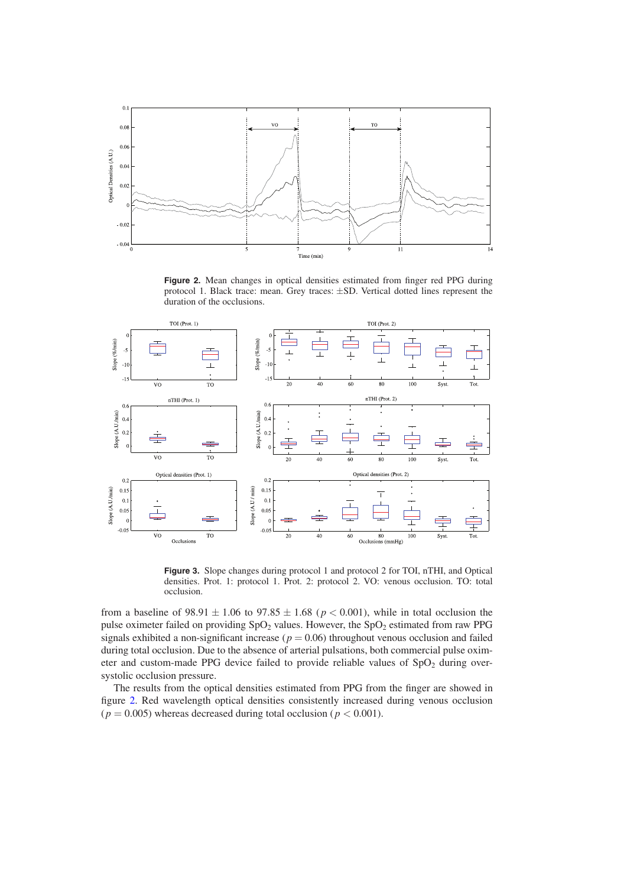**Figure 2.** Mean changes in optical densities estimated from finger red PPG during protocol 1. Black trace: mean. Grey traces: ±SD. Vertical dotted lines represent the duration of the occlusions.

**Figure 3.** Slope changes during protocol 1 and protocol 2 for TOI, nTHI, and Optical densities. Prot. 1: protocol 1. Prot. 2: protocol 2. VO: venous occlusion. TO: total occlusion.

from a baseline of 98.91 ± 1.06 to 97.85 ± 1.68 ($p < 0.001$), while in total occlusion the pulse oximeter failed on providing $SpO_2$ values. However, the $SpO_2$ estimated from raw PPG signals exhibited a non-significant increase ($p = 0.06$) throughout venous occlusion and failed during total occlusion. Due to the absence of arterial pulsations, both commercial pulse oximeter and custom-made PPG device failed to provide reliable values of $SpO_2$ during over-systolic occlusion pressure.

The results from the optical densities estimated from PPG from the finger are showed in figure 2. Red wavelength optical densities consistently increased during venous occlusion ($p = 0.005$) whereas decreased during total occlusion ($p < 0.001$).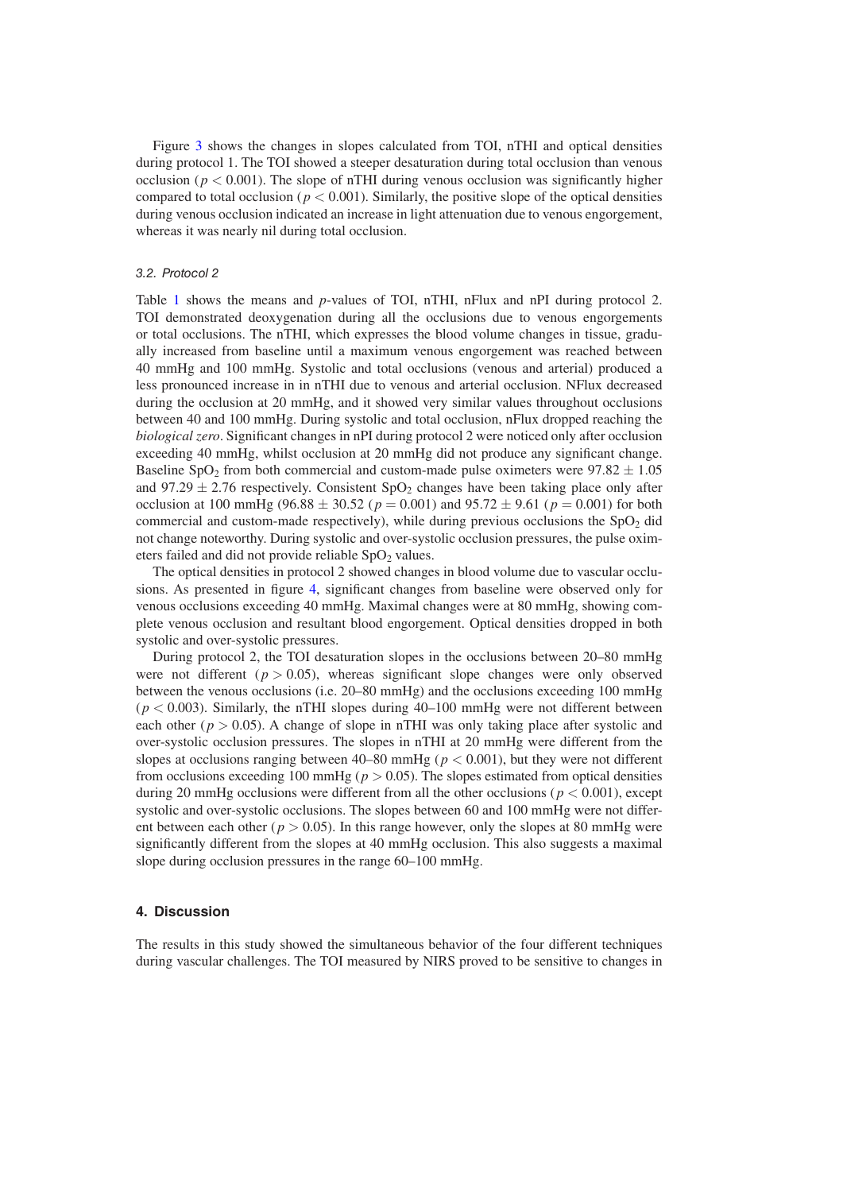Figure 3 shows the changes in slopes calculated from TOI, nTHI and optical densities during protocol 1. The TOI showed a steeper desaturation during total occlusion than venous occlusion ($p < 0.001$). The slope of nTHI during venous occlusion was significantly higher compared to total occlusion ($p < 0.001$). Similarly, the positive slope of the optical densities during venous occlusion indicated an increase in light attenuation due to venous engorgement, whereas it was nearly nil during total occlusion.

### 3.2. Protocol 2

Table 1 shows the means and $p$-values of TOI, nTHI, nFlux and nPI during protocol 2. TOI demonstrated deoxygenation during all the occlusions due to venous engorgements or total occlusions. The nTHI, which expresses the blood volume changes in tissue, gradually increased from baseline until a maximum venous engorgement was reached between 40 mmHg and 100 mmHg. Systolic and total occlusions (venous and arterial) produced a less pronounced increase in in nTHI due to venous and arterial occlusion. NFlux decreased during the occlusion at 20 mmHg, and it showed very similar values throughout occlusions between 40 and 100 mmHg. During systolic and total occlusion, nFlux dropped reaching the *biological zero*. Significant changes in nPI during protocol 2 were noticed only after occlusion exceeding 40 mmHg, whilst occlusion at 20 mmHg did not produce any significant change. Baseline $SpO_2$ from both commercial and custom-made pulse oximeters were $97.82 \pm 1.05$ and $97.29 \pm 2.76$ respectively. Consistent $SpO_2$ changes have been taking place only after occlusion at 100 mmHg ($96.88 \pm 30.52$ ($p = 0.001$) and $95.72 \pm 9.61$ ($p = 0.001$) for both commercial and custom-made respectively), while during previous occlusions the $SpO_2$ did not change noteworthy. During systolic and over-systolic occlusion pressures, the pulse oximeters failed and did not provide reliable $SpO_2$ values.

The optical densities in protocol 2 showed changes in blood volume due to vascular occlusions. As presented in figure 4, significant changes from baseline were observed only for venous occlusions exceeding 40 mmHg. Maximal changes were at 80 mmHg, showing complete venous occlusion and resultant blood engorgement. Optical densities dropped in both systolic and over-systolic pressures.

During protocol 2, the TOI desaturation slopes in the occlusions between 20–80 mmHg were not different ($p > 0.05$), whereas significant slope changes were only observed between the venous occlusions (i.e. 20–80 mmHg) and the occlusions exceeding 100 mmHg ($p < 0.003$). Similarly, the nTHI slopes during 40–100 mmHg were not different between each other ($p > 0.05$). A change of slope in nTHI was only taking place after systolic and over-systolic occlusion pressures. The slopes in nTHI at 20 mmHg were different from the slopes at occlusions ranging between 40–80 mmHg ($p < 0.001$), but they were not different from occlusions exceeding 100 mmHg ($p > 0.05$). The slopes estimated from optical densities during 20 mmHg occlusions were different from all the other occlusions ($p < 0.001$), except systolic and over-systolic occlusions. The slopes between 60 and 100 mmHg were not different between each other ($p > 0.05$). In this range however, only the slopes at 80 mmHg were significantly different from the slopes at 40 mmHg occlusion. This also suggests a maximal slope during occlusion pressures in the range 60–100 mmHg.

## 4. Discussion

The results in this study showed the simultaneous behavior of the four different techniques during vascular challenges. The TOI measured by NIRS proved to be sensitive to changes in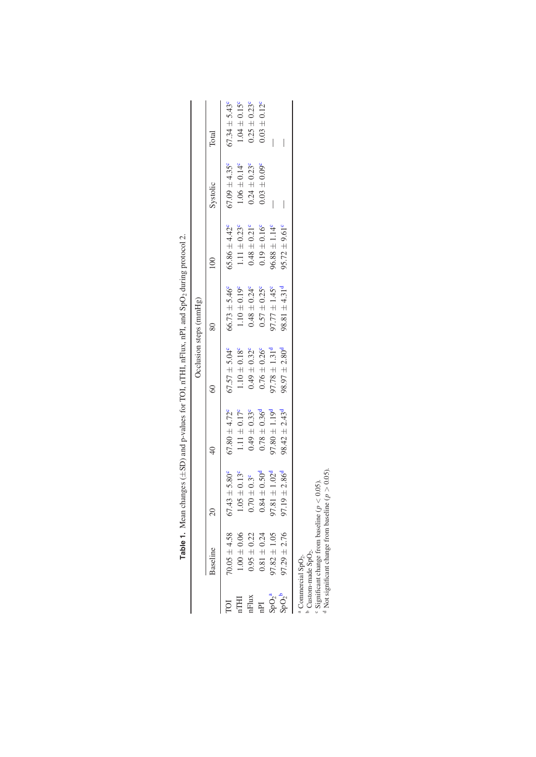**Table 1.** Mean changes (±SD) and p-values for TOI, nTHI, nFlux, nPI, and $SpO_2$ during protocol 2.

| | Baseline | Occlusion steps (mmHg) | | | | | | |
|---|---|---|---|---|---|---|---|---|
| | | 20 | 40 | 60 | 80 | 100 | Systolic | Total |
| TOI | 70.05 ± 4.58 | 67.43 ± 5.80[c] | 67.80 ± 4.72[c] | 67.57 ± 5.04[c] | 66.73 ± 5.46[c] | 65.86 ± 4.42[c] | 67.09 ± 4.35[c] | 67.34 ± 5.43[c] |
| nTHI | 1.00 ± 0.06 | 1.05 ± 0.13[c] | 1.11 ± 0.17[c] | 1.10 ± 0.18[c] | 1.10 ± 0.19[c] | 1.11 ± 0.23[c] | 1.06 ± 0.14[c] | 1.04 ± 0.15[c] |
| nFlux | 0.95 ± 0.22 | 0.70 ± 0.3[c] | 0.49 ± 0.33[c] | 0.49 ± 0.32[c] | 0.48 ± 0.24[c] | 0.48 ± 0.21[c] | 0.24 ± 0.23[c] | 0.25 ± 0.23[c] |
| nPI | 0.81 ± 0.24 | 0.84 ± 0.50[d] | 0.78 ± 0.36[d] | 0.76 ± 0.26[c] | 0.57 ± 0.25[c] | 0.19 ± 0.16[c] | 0.03 ± 0.09[c] | 0.03 ± 0.12[c] |
| $SpO_2$[a] | 97.82 ± 1.05 | 97.81 ± 1.02[d] | 97.80 ± 1.19[d] | 97.78 ± 1.31[d] | 97.77 ± 1.45[c] | 96.88 ± 1.14[c] | — | — |
| $SpO_2$[b] | 97.29 ± 2.76 | 97.19 ± 2.86[d] | 98.42 ± 2.43[d] | 98.97 ± 2.80[d] | 98.81 ± 4.31[d] | 95.72 ± 9.61[c] | — | — |

[a] Commercial $SpO_2$.
[b] Custom-made $SpO_2$.
[c] Significant change from baseline ($p < 0.05$).
[d] Not significant change from baseline ($p > 0.05$).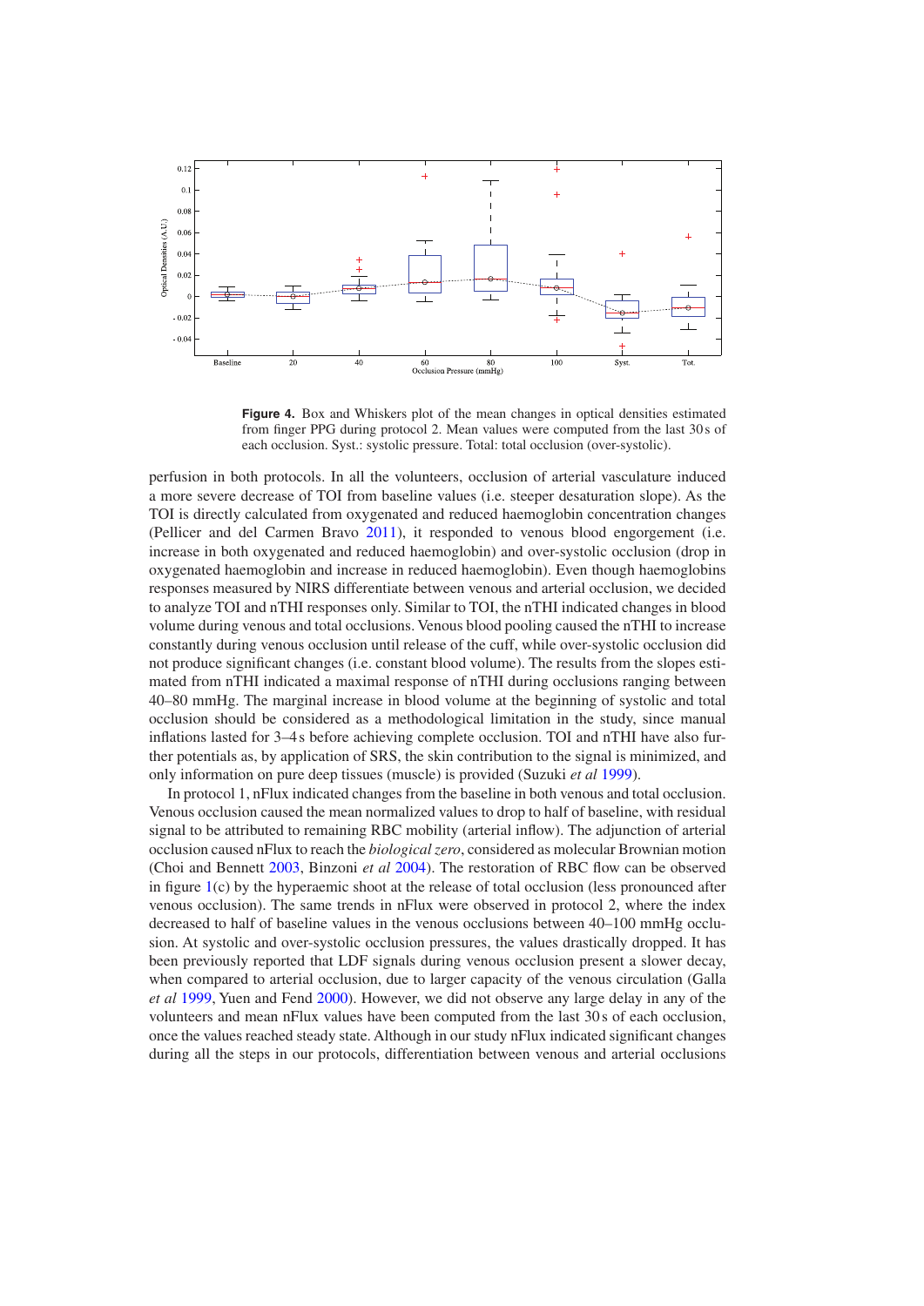**Figure 4.** Box and Whiskers plot of the mean changes in optical densities estimated from finger PPG during protocol 2. Mean values were computed from the last 30 s of each occlusion. Syst.: systolic pressure. Total: total occlusion (over-systolic).

perfusion in both protocols. In all the volunteers, occlusion of arterial vasculature induced a more severe decrease of TOI from baseline values (i.e. steeper desaturation slope). As the TOI is directly calculated from oxygenated and reduced haemoglobin concentration changes (Pellicer and del Carmen Bravo 2011), it responded to venous blood engorgement (i.e. increase in both oxygenated and reduced haemoglobin) and over-systolic occlusion (drop in oxygenated haemoglobin and increase in reduced haemoglobin). Even though haemoglobins responses measured by NIRS differentiate between venous and arterial occlusion, we decided to analyze TOI and nTHI responses only. Similar to TOI, the nTHI indicated changes in blood volume during venous and total occlusions. Venous blood pooling caused the nTHI to increase constantly during venous occlusion until release of the cuff, while over-systolic occlusion did not produce significant changes (i.e. constant blood volume). The results from the slopes estimated from nTHI indicated a maximal response of nTHI during occlusions ranging between 40–80 mmHg. The marginal increase in blood volume at the beginning of systolic and total occlusion should be considered as a methodological limitation in the study, since manual inflations lasted for 3–4 s before achieving complete occlusion. TOI and nTHI have also further potentials as, by application of SRS, the skin contribution to the signal is minimized, and only information on pure deep tissues (muscle) is provided (Suzuki *et al* 1999).

In protocol 1, nFlux indicated changes from the baseline in both venous and total occlusion. Venous occlusion caused the mean normalized values to drop to half of baseline, with residual signal to be attributed to remaining RBC mobility (arterial inflow). The adjunction of arterial occlusion caused nFlux to reach the *biological zero*, considered as molecular Brownian motion (Choi and Bennett 2003, Binzoni *et al* 2004). The restoration of RBC flow can be observed in figure 1(c) by the hyperaemic shoot at the release of total occlusion (less pronounced after venous occlusion). The same trends in nFlux were observed in protocol 2, where the index decreased to half of baseline values in the venous occlusions between 40–100 mmHg occlusion. At systolic and over-systolic occlusion pressures, the values drastically dropped. It has been previously reported that LDF signals during venous occlusion present a slower decay, when compared to arterial occlusion, due to larger capacity of the venous circulation (Galla *et al* 1999, Yuen and Fend 2000). However, we did not observe any large delay in any of the volunteers and mean nFlux values have been computed from the last 30 s of each occlusion, once the values reached steady state. Although in our study nFlux indicated significant changes during all the steps in our protocols, differentiation between venous and arterial occlusions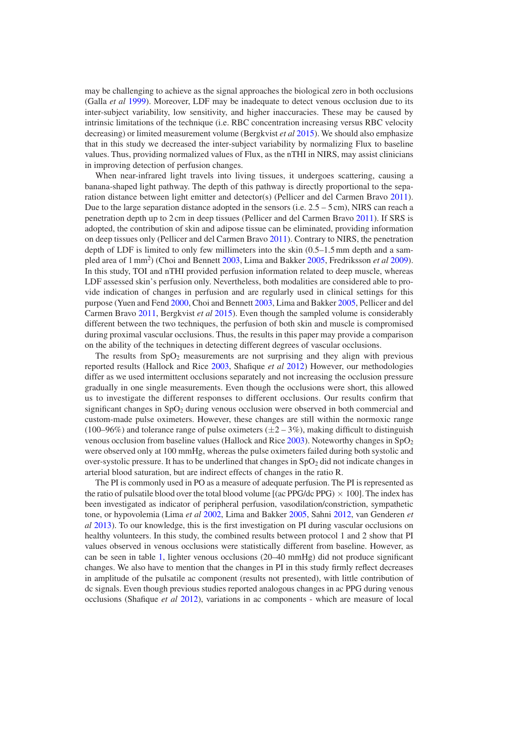may be challenging to achieve as the signal approaches the biological zero in both occlusions (Galla *et al* 1999). Moreover, LDF may be inadequate to detect venous occlusion due to its inter-subject variability, low sensitivity, and higher inaccuracies. These may be caused by intrinsic limitations of the technique (i.e. RBC concentration increasing versus RBC velocity decreasing) or limited measurement volume (Bergkvist *et al* 2015). We should also emphasize that in this study we decreased the inter-subject variability by normalizing Flux to baseline values. Thus, providing normalized values of Flux, as the nTHI in NIRS, may assist clinicians in improving detection of perfusion changes.

When near-infrared light travels into living tissues, it undergoes scattering, causing a banana-shaped light pathway. The depth of this pathway is directly proportional to the separation distance between light emitter and detector(s) (Pellicer and del Carmen Bravo 2011). Due to the large separation distance adopted in the sensors (i.e. 2.5 – 5 cm), NIRS can reach a penetration depth up to 2 cm in deep tissues (Pellicer and del Carmen Bravo 2011). If SRS is adopted, the contribution of skin and adipose tissue can be eliminated, providing information on deep tissues only (Pellicer and del Carmen Bravo 2011). Contrary to NIRS, the penetration depth of LDF is limited to only few millimeters into the skin (0.5–1.5 mm depth and a sampled area of 1 $mm^2$) (Choi and Bennett 2003, Lima and Bakker 2005, Fredriksson *et al* 2009). In this study, TOI and nTHI provided perfusion information related to deep muscle, whereas LDF assessed skin's perfusion only. Nevertheless, both modalities are considered able to provide indication of changes in perfusion and are regularly used in clinical settings for this purpose (Yuen and Fend 2000, Choi and Bennett 2003, Lima and Bakker 2005, Pellicer and del Carmen Bravo 2011, Bergkvist *et al* 2015). Even though the sampled volume is considerably different between the two techniques, the perfusion of both skin and muscle is compromised during proximal vascular occlusions. Thus, the results in this paper may provide a comparison on the ability of the techniques in detecting different degrees of vascular occlusions.

The results from $SpO_2$ measurements are not surprising and they align with previous reported results (Hallock and Rice 2003, Shafique *et al* 2012) However, our methodologies differ as we used intermittent occlusions separately and not increasing the occlusion pressure gradually in one single measurements. Even though the occlusions were short, this allowed us to investigate the different responses to different occlusions. Our results confirm that significant changes in $SpO_2$ during venous occlusion were observed in both commercial and custom-made pulse oximeters. However, these changes are still within the normoxic range (100–96%) and tolerance range of pulse oximeters ($\pm 2 - 3\%$), making difficult to distinguish venous occlusion from baseline values (Hallock and Rice 2003). Noteworthy changes in $SpO_2$ were observed only at 100 mmHg, whereas the pulse oximeters failed during both systolic and over-systolic pressure. It has to be underlined that changes in $SpO_2$ did not indicate changes in arterial blood saturation, but are indirect effects of changes in the ratio R.

The PI is commonly used in PO as a measure of adequate perfusion. The PI is represented as the ratio of pulsatile blood over the total blood volume [(ac PPG/dc PPG) $\times$ 100]. The index has been investigated as indicator of peripheral perfusion, vasodilation/constriction, sympathetic tone, or hypovolemia (Lima *et al* 2002, Lima and Bakker 2005, Sahni 2012, van Genderen *et al* 2013). To our knowledge, this is the first investigation on PI during vascular occlusions on healthy volunteers. In this study, the combined results between protocol 1 and 2 show that PI values observed in venous occlusions were statistically different from baseline. However, as can be seen in table 1, lighter venous occlusions (20–40 mmHg) did not produce significant changes. We also have to mention that the changes in PI in this study firmly reflect decreases in amplitude of the pulsatile ac component (results not presented), with little contribution of dc signals. Even though previous studies reported analogous changes in ac PPG during venous occlusions (Shafique *et al* 2012), variations in ac components - which are measure of local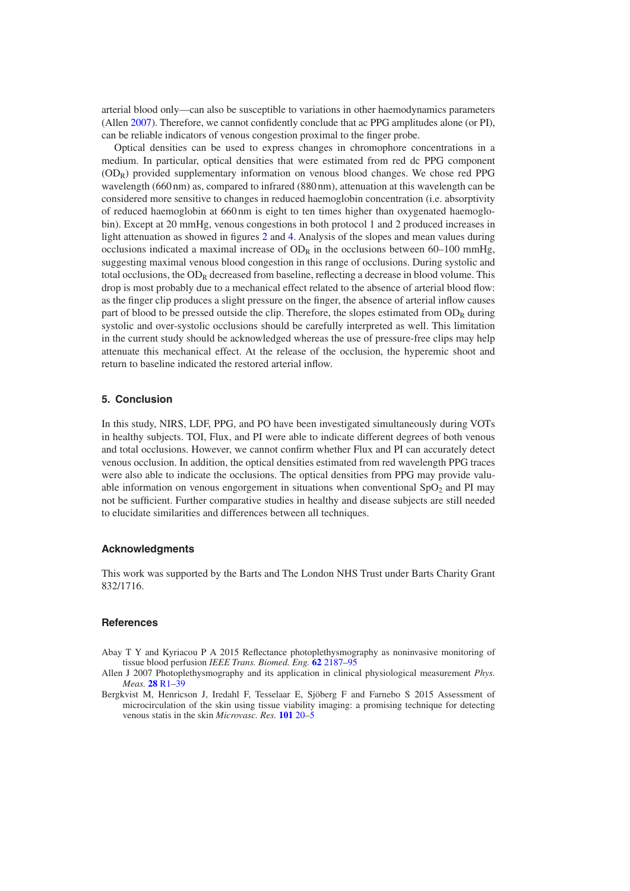arterial blood only—can also be susceptible to variations in other haemodynamics parameters (Allen 2007). Therefore, we cannot confidently conclude that ac PPG amplitudes alone (or PI), can be reliable indicators of venous congestion proximal to the finger probe.

Optical densities can be used to express changes in chromophore concentrations in a medium. In particular, optical densities that were estimated from red dc PPG component ($OD_R$) provided supplementary information on venous blood changes. We chose red PPG wavelength (660 nm) as, compared to infrared (880 nm), attenuation at this wavelength can be considered more sensitive to changes in reduced haemoglobin concentration (i.e. absorptivity of reduced haemoglobin at 660 nm is eight to ten times higher than oxygenated haemoglobin). Except at 20 mmHg, venous congestions in both protocol 1 and 2 produced increases in light attenuation as showed in figures 2 and 4. Analysis of the slopes and mean values during occlusions indicated a maximal increase of $OD_R$ in the occlusions between 60–100 mmHg, suggesting maximal venous blood congestion in this range of occlusions. During systolic and total occlusions, the $OD_R$ decreased from baseline, reflecting a decrease in blood volume. This drop is most probably due to a mechanical effect related to the absence of arterial blood flow: as the finger clip produces a slight pressure on the finger, the absence of arterial inflow causes part of blood to be pressed outside the clip. Therefore, the slopes estimated from $OD_R$ during systolic and over-systolic occlusions should be carefully interpreted as well. This limitation in the current study should be acknowledged whereas the use of pressure-free clips may help attenuate this mechanical effect. At the release of the occlusion, the hyperemic shoot and return to baseline indicated the restored arterial inflow.

## 5. Conclusion

In this study, NIRS, LDF, PPG, and PO have been investigated simultaneously during VOTs in healthy subjects. TOI, Flux, and PI were able to indicate different degrees of both venous and total occlusions. However, we cannot confirm whether Flux and PI can accurately detect venous occlusion. In addition, the optical densities estimated from red wavelength PPG traces were also able to indicate the occlusions. The optical densities from PPG may provide valuable information on venous engorgement in situations when conventional $SpO_2$ and PI may not be sufficient. Further comparative studies in healthy and disease subjects are still needed to elucidate similarities and differences between all techniques.

### Acknowledgments

This work was supported by the Barts and The London NHS Trust under Barts Charity Grant 832/1716.

### References

Abay T Y and Kyriacou P A 2015 Reflectance photoplethysmography as noninvasive monitoring of tissue blood perfusion *IEEE Trans. Biomed. Eng.* **62** 2187–95

Allen J 2007 Photoplethysmography and its application in clinical physiological measurement *Phys. Meas.* **28** R1–39

Bergkvist M, Henricson J, Iredahl F, Tesselaar E, Sjöberg F and Farnebo S 2015 Assessment of microcirculation of the skin using tissue viability imaging: a promising technique for detecting venous statis in the skin *Microvasc. Res.* **101** 20–5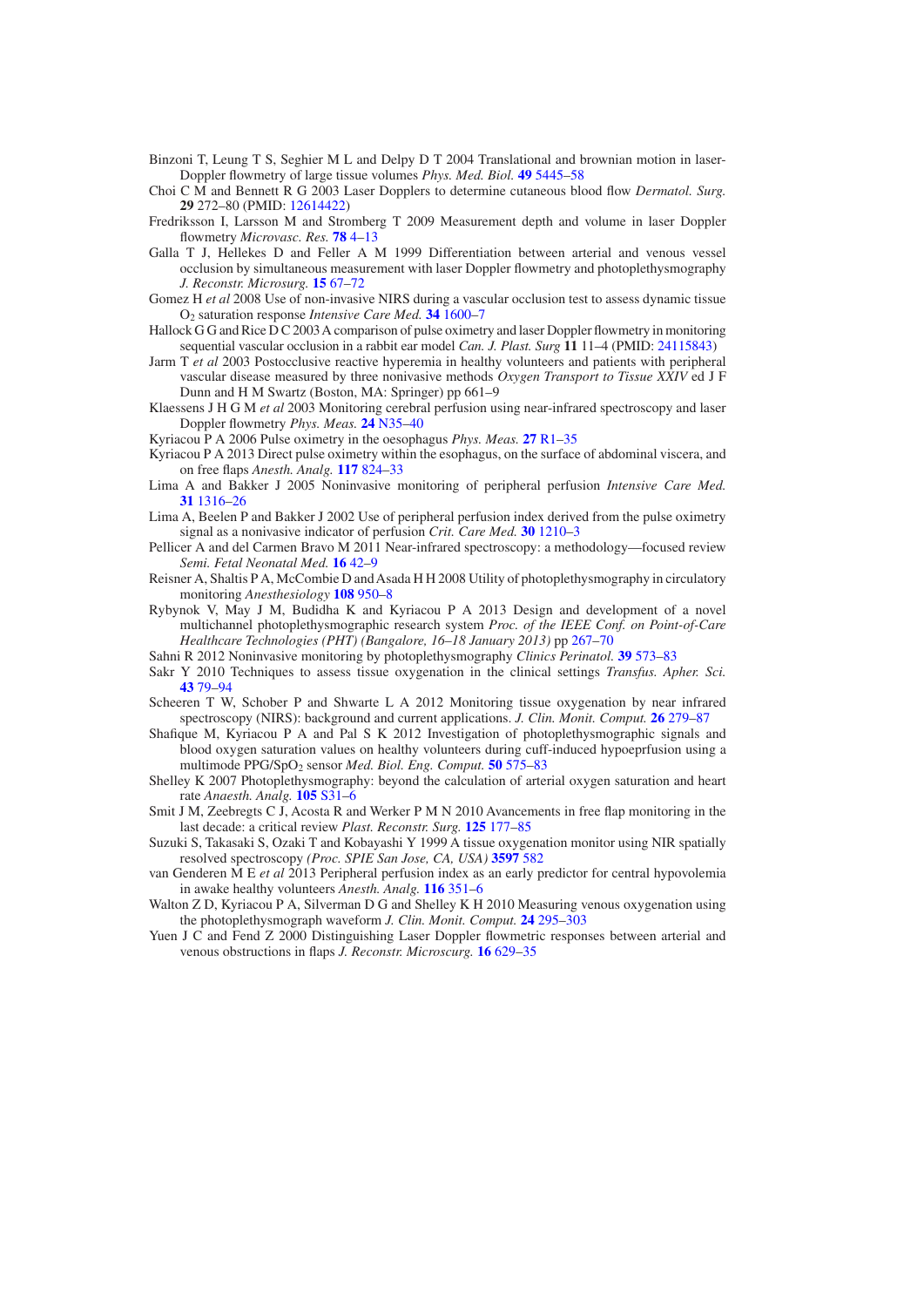Binzoni T, Leung T S, Seghier M L and Delpy D T 2004 Translational and brownian motion in laser-Doppler flowmetry of large tissue volumes *Phys. Med. Biol.* **49** 5445–58

Choi C M and Bennett R G 2003 Laser Dopplers to determine cutaneous blood flow *Dermatol. Surg.* **29** 272–80 (PMID: 12614422)

Fredriksson I, Larsson M and Stromberg T 2009 Measurement depth and volume in laser Doppler flowmetry *Microvasc. Res.* **78** 4–13

Galla T J, Hellekes D and Feller A M 1999 Differentiation between arterial and venous vessel occlusion by simultaneous measurement with laser Doppler flowmetry and photoplethysmography *J. Reconstr. Microsurg.* **15** 67–72

Gomez H *et al* 2008 Use of non-invasive NIRS during a vascular occlusion test to assess dynamic tissue $O_2$ saturation response *Intensive Care Med.* **34** 1600–7

Hallock G G and Rice D C 2003 A comparison of pulse oximetry and laser Doppler flowmetry in monitoring sequential vascular occlusion in a rabbit ear model *Can. J. Plast. Surg* **11** 11–4 (PMID: 24115843)

Jarm T *et al* 2003 Postocclusive reactive hyperemia in healthy volunteers and patients with peripheral vascular disease measured by three nonivasive methods *Oxygen Transport to Tissue XXIV* ed J F Dunn and H M Swartz (Boston, MA: Springer) pp 661–9

Klaessens J H G M *et al* 2003 Monitoring cerebral perfusion using near-infrared spectroscopy and laser Doppler flowmetry *Phys. Meas.* **24** N35–40

Kyriacou P A 2006 Pulse oximetry in the oesophagus *Phys. Meas.* **27** R1–35

Kyriacou P A 2013 Direct pulse oximetry within the esophagus, on the surface of abdominal viscera, and on free flaps *Anesth. Analg.* **117** 824–33

Lima A and Bakker J 2005 Noninvasive monitoring of peripheral perfusion *Intensive Care Med.* **31** 1316–26

Lima A, Beelen P and Bakker J 2002 Use of peripheral perfusion index derived from the pulse oximetry signal as a nonivasive indicator of perfusion *Crit. Care Med.* **30** 1210–3

Pellicer A and del Carmen Bravo M 2011 Near-infrared spectroscopy: a methodology—focused review *Semi. Fetal Neonatal Med.* **16** 42–9

Reisner A, Shaltis P A, McCombie D and Asada H H 2008 Utility of photoplethysmography in circulatory monitoring *Anesthesiology* **108** 950–8

Rybynok V, May J M, Budidha K and Kyriacou P A 2013 Design and development of a novel multichannel photoplethysmographic research system *Proc. of the IEEE Conf. on Point-of-Care Healthcare Technologies (PHT) (Bangalore, 16–18 January 2013)* pp 267–70

Sahni R 2012 Noninvasive monitoring by photoplethysmography *Clinics Perinatol.* **39** 573–83

Sakr Y 2010 Techniques to assess tissue oxygenation in the clinical settings *Transfus. Apher. Sci.* **43** 79–94

Scheeren T W, Schober P and Shwarte L A 2012 Monitoring tissue oxygenation by near infrared spectroscopy (NIRS): background and current applications. *J. Clin. Monit. Comput.* **26** 279–87

Shafique M, Kyriacou P A and Pal S K 2012 Investigation of photoplethysmographic signals and blood oxygen saturation values on healthy volunteers during cuff-induced hypoeprfusion using a multimode PPG/$SpO_2$ sensor *Med. Biol. Eng. Comput.* **50** 575–83

Shelley K 2007 Photoplethysmography: beyond the calculation of arterial oxygen saturation and heart rate *Anaesth. Analg.* **105** S31–6

Smit J M, Zeebregts C J, Acosta R and Werker P M N 2010 Avancements in free flap monitoring in the last decade: a critical review *Plast. Reconstr. Surg.* **125** 177–85

Suzuki S, Takasaki S, Ozaki T and Kobayashi Y 1999 A tissue oxygenation monitor using NIR spatially resolved spectroscopy *(Proc. SPIE San Jose, CA, USA)* **3597** 582

van Genderen M E *et al* 2013 Peripheral perfusion index as an early predictor for central hypovolemia in awake healthy volunteers *Anesth. Analg.* **116** 351–6

Walton Z D, Kyriacou P A, Silverman D G and Shelley K H 2010 Measuring venous oxygenation using the photoplethysmograph waveform *J. Clin. Monit. Comput.* **24** 295–303

Yuen J C and Fend Z 2000 Distinguishing Laser Doppler flowmetric responses between arterial and venous obstructions in flaps *J. Reconstr. Microscurg.* **16** 629–35